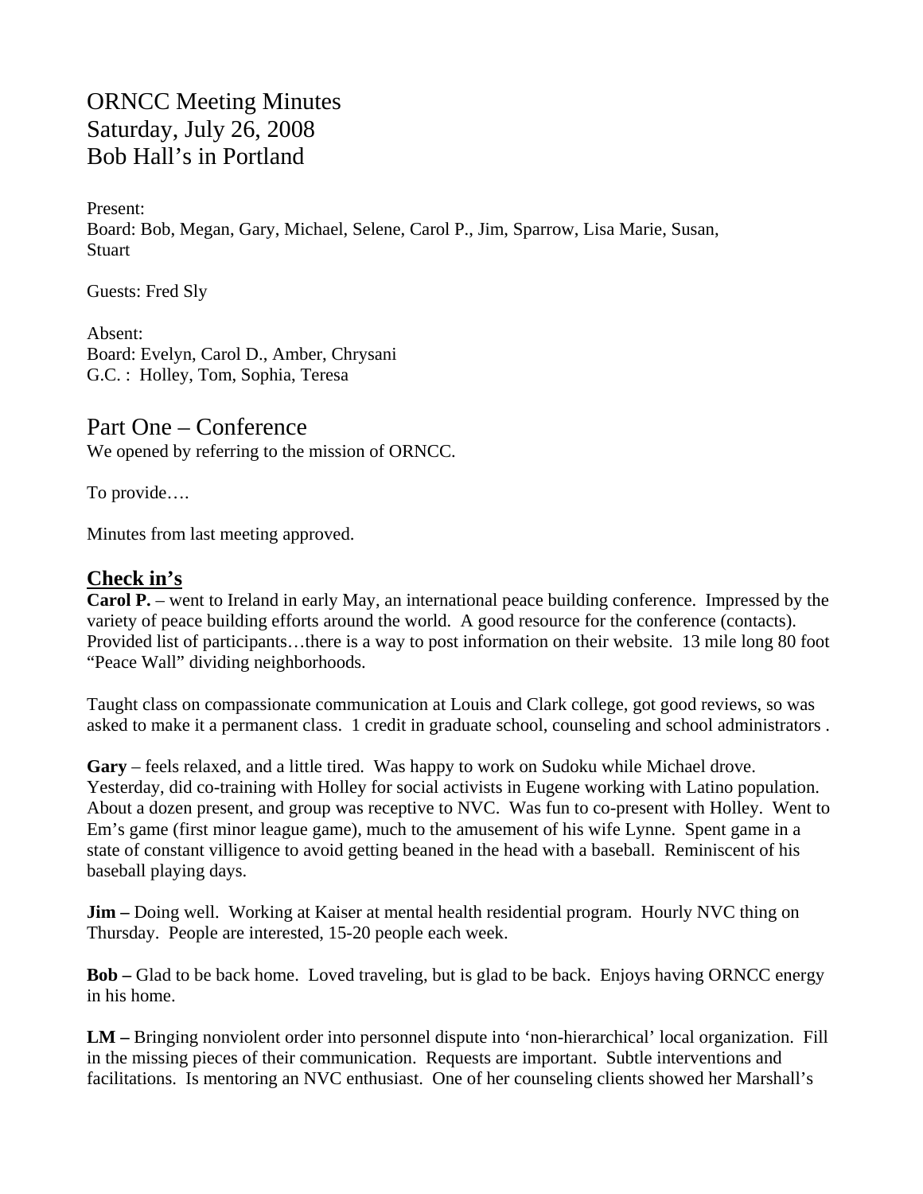# ORNCC Meeting Minutes
# Saturday, July 26, 2008
# Bob Hall's in Portland

Present:
Board: Bob, Megan, Gary, Michael, Selene, Carol P., Jim, Sparrow, Lisa Marie, Susan, Stuart

Guests: Fred Sly

Absent:
Board: Evelyn, Carol D., Amber, Chrysani
G.C. : Holley, Tom, Sophia, Teresa

## Part One – Conference

We opened by referring to the mission of ORNCC.

To provide….

Minutes from last meeting approved.

### Check in's

**Carol P.** – went to Ireland in early May, an international peace building conference. Impressed by the variety of peace building efforts around the world. A good resource for the conference (contacts). Provided list of participants…there is a way to post information on their website. 13 mile long 80 foot "Peace Wall" dividing neighborhoods.

Taught class on compassionate communication at Louis and Clark college, got good reviews, so was asked to make it a permanent class. 1 credit in graduate school, counseling and school administrators .

**Gary** – feels relaxed, and a little tired. Was happy to work on Sudoku while Michael drove. Yesterday, did co-training with Holley for social activists in Eugene working with Latino population. About a dozen present, and group was receptive to NVC. Was fun to co-present with Holley. Went to Em's game (first minor league game), much to the amusement of his wife Lynne. Spent game in a state of constant villigence to avoid getting beaned in the head with a baseball. Reminiscent of his baseball playing days.

**Jim –** Doing well. Working at Kaiser at mental health residential program. Hourly NVC thing on Thursday. People are interested, 15-20 people each week.

**Bob –** Glad to be back home. Loved traveling, but is glad to be back. Enjoys having ORNCC energy in his home.

**LM –** Bringing nonviolent order into personnel dispute into 'non-hierarchical' local organization. Fill in the missing pieces of their communication. Requests are important. Subtle interventions and facilitations. Is mentoring an NVC enthusiast. One of her counseling clients showed her Marshall's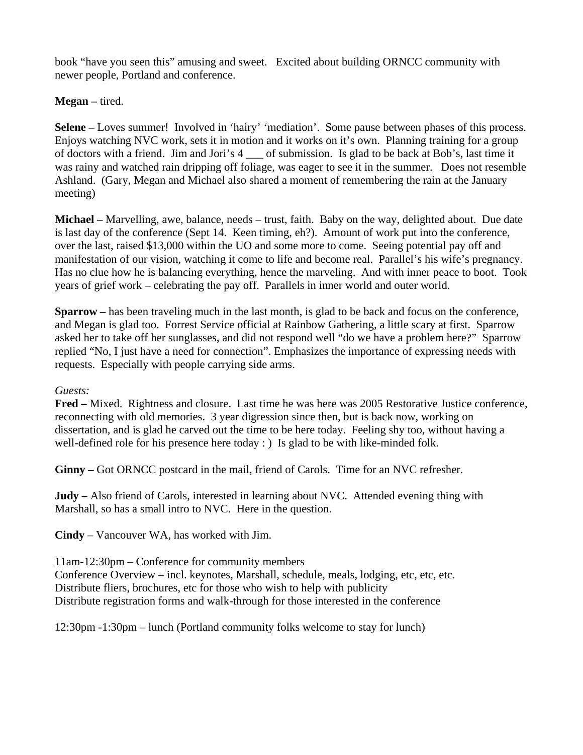book "have you seen this" amusing and sweet.   Excited about building ORNCC community with newer people, Portland and conference.

**Megan –** tired.

**Selene –** Loves summer!  Involved in 'hairy' 'mediation'.  Some pause between phases of this process.  Enjoys watching NVC work, sets it in motion and it works on it's own.  Planning training for a group of doctors with a friend.  Jim and Jori's 4 ___ of submission.  Is glad to be back at Bob's, last time it was rainy and watched rain dripping off foliage, was eager to see it in the summer.   Does not resemble Ashland.  (Gary, Megan and Michael also shared a moment of remembering the rain at the January meeting)

**Michael –** Marvelling, awe, balance, needs – trust, faith.  Baby on the way, delighted about.  Due date is last day of the conference (Sept 14.  Keen timing, eh?).  Amount of work put into the conference, over the last, raised $13,000 within the UO and some more to come.  Seeing potential pay off and manifestation of our vision, watching it come to life and become real.  Parallel's his wife's pregnancy.  Has no clue how he is balancing everything, hence the marveling.  And with inner peace to boot.  Took years of grief work – celebrating the pay off.  Parallels in inner world and outer world.

**Sparrow –** has been traveling much in the last month, is glad to be back and focus on the conference, and Megan is glad too.  Forrest Service official at Rainbow Gathering, a little scary at first.  Sparrow asked her to take off her sunglasses, and did not respond well "do we have a problem here?"  Sparrow replied "No, I just have a need for connection". Emphasizes the importance of expressing needs with requests.  Especially with people carrying side arms.

*Guests:*

**Fred –** Mixed.  Rightness and closure.  Last time he was here was 2005 Restorative Justice conference, reconnecting with old memories.  3 year digression since then, but is back now, working on dissertation, and is glad he carved out the time to be here today.  Feeling shy too, without having a well-defined role for his presence here today : )  Is glad to be with like-minded folk.

**Ginny –** Got ORNCC postcard in the mail, friend of Carols.  Time for an NVC refresher.

**Judy –** Also friend of Carols, interested in learning about NVC.  Attended evening thing with Marshall, so has a small intro to NVC.  Here in the question.

**Cindy** – Vancouver WA, has worked with Jim.

11am-12:30pm – Conference for community members
Conference Overview – incl. keynotes, Marshall, schedule, meals, lodging, etc, etc, etc.
Distribute fliers, brochures, etc for those who wish to help with publicity
Distribute registration forms and walk-through for those interested in the conference

12:30pm -1:30pm – lunch (Portland community folks welcome to stay for lunch)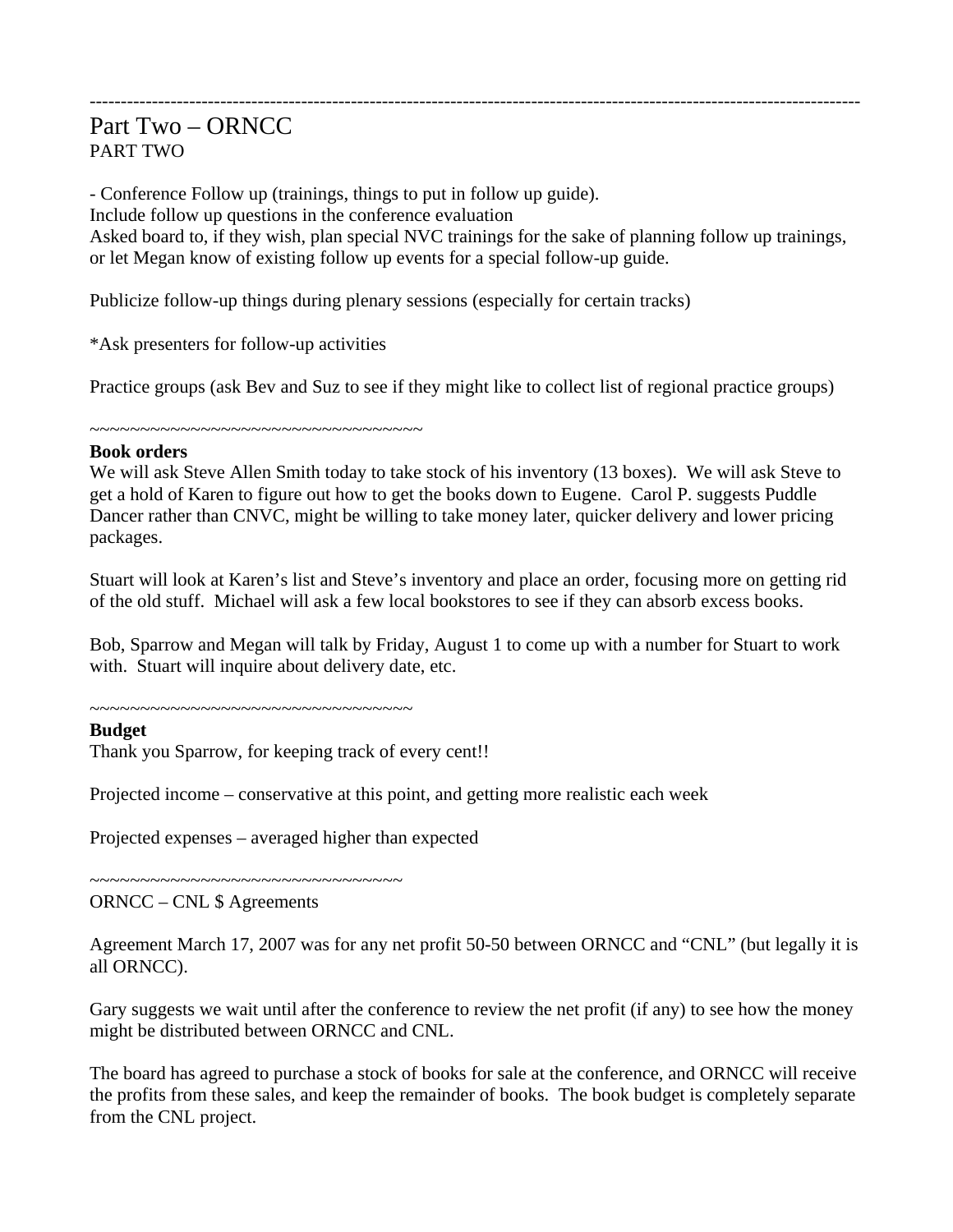---

# Part Two – ORNCC

PART TWO

- Conference Follow up (trainings, things to put in follow up guide).

Include follow up questions in the conference evaluation

Asked board to, if they wish, plan special NVC trainings for the sake of planning follow up trainings, or let Megan know of existing follow up events for a special follow-up guide.

Publicize follow-up things during plenary sessions (especially for certain tracks)

*Ask presenters for follow-up activities

Practice groups (ask Bev and Suz to see if they might like to collect list of regional practice groups)

~~~~~~~~~~~~~~~~~~~~~~~~~~~~~~~~~~

**Book orders**

We will ask Steve Allen Smith today to take stock of his inventory (13 boxes). We will ask Steve to get a hold of Karen to figure out how to get the books down to Eugene. Carol P. suggests Puddle Dancer rather than CNVC, might be willing to take money later, quicker delivery and lower pricing packages.

Stuart will look at Karen's list and Steve's inventory and place an order, focusing more on getting rid of the old stuff. Michael will ask a few local bookstores to see if they can absorb excess books.

Bob, Sparrow and Megan will talk by Friday, August 1 to come up with a number for Stuart to work with. Stuart will inquire about delivery date, etc.

~~~~~~~~~~~~~~~~~~~~~~~~~~~~~~~~~

**Budget**

Thank you Sparrow, for keeping track of every cent!!

Projected income – conservative at this point, and getting more realistic each week

Projected expenses – averaged higher than expected

~~~~~~~~~~~~~~~~~~~~~~~~~~~~~~~~~

ORNCC – CNL $ Agreements

Agreement March 17, 2007 was for any net profit 50-50 between ORNCC and "CNL" (but legally it is all ORNCC).

Gary suggests we wait until after the conference to review the net profit (if any) to see how the money might be distributed between ORNCC and CNL.

The board has agreed to purchase a stock of books for sale at the conference, and ORNCC will receive the profits from these sales, and keep the remainder of books. The book budget is completely separate from the CNL project.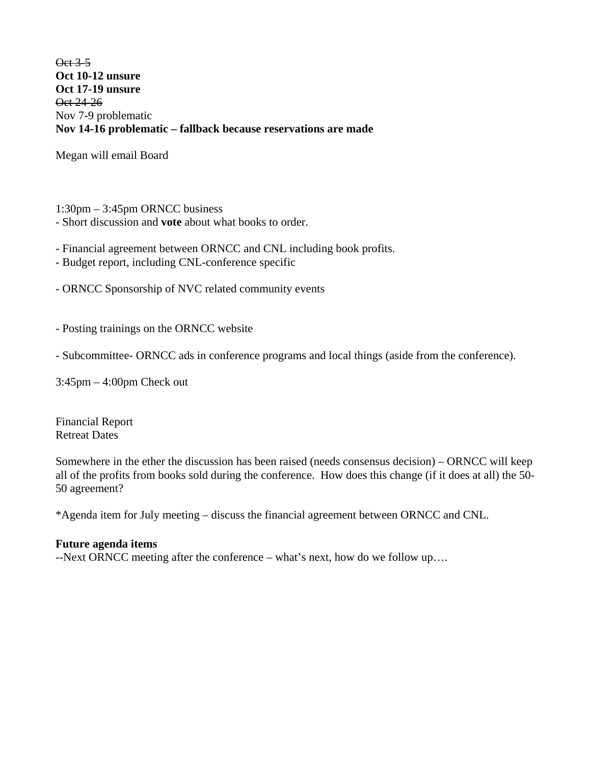~~Oct 3-5~~
**Oct 10-12 unsure**
**Oct 17-19 unsure**
~~Oct 24-26~~
Nov 7-9 problematic
**Nov 14-16 problematic – fallback because reservations are made**

Megan will email Board

1:30pm – 3:45pm ORNCC business
- Short discussion and **vote** about what books to order.

- Financial agreement between ORNCC and CNL including book profits.
- Budget report, including CNL-conference specific

- ORNCC Sponsorship of NVC related community events

- Posting trainings on the ORNCC website

- Subcommittee- ORNCC ads in conference programs and local things (aside from the conference).

3:45pm – 4:00pm Check out

Financial Report
Retreat Dates

Somewhere in the ether the discussion has been raised (needs consensus decision) – ORNCC will keep all of the profits from books sold during the conference. How does this change (if it does at all) the 50-50 agreement?

*Agenda item for July meeting – discuss the financial agreement between ORNCC and CNL.

**Future agenda items**
--Next ORNCC meeting after the conference – what's next, how do we follow up….